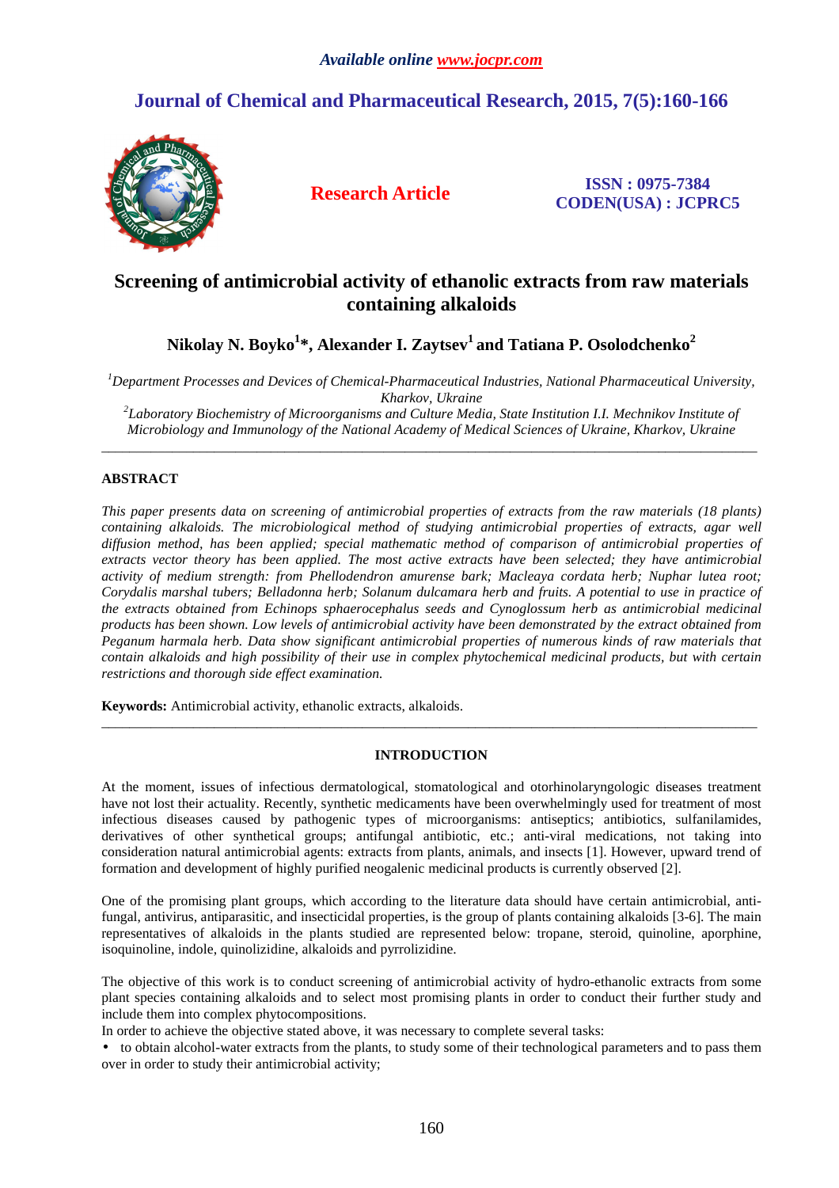Available online www.jocpr.com

# Journal of Chemical and Pharmaceutical Research, 2015, 7(5):160-166

**Research Article**

**ISSN : 0975-7384**
**CODEN(USA) : JCPRC5**

# Screening of antimicrobial activity of ethanolic extracts from raw materials containing alkaloids

**Nikolay N. Boyko[1]*, Alexander I. Zaytsev[1] and Tatiana P. Osolodchenko[2]**

*[1]Department Processes and Devices of Chemical-Pharmaceutical Industries, National Pharmaceutical University, Kharkov, Ukraine*
*[2]Laboratory Biochemistry of Microorganisms and Culture Media, State Institution I.I. Mechnikov Institute of Microbiology and Immunology of the National Academy of Medical Sciences of Ukraine, Kharkov, Ukraine*

---

## ABSTRACT

*This paper presents data on screening of antimicrobial properties of extracts from the raw materials (18 plants) containing alkaloids. The microbiological method of studying antimicrobial properties of extracts, agar well diffusion method, has been applied; special mathematic method of comparison of antimicrobial properties of extracts vector theory has been applied. The most active extracts have been selected; they have antimicrobial activity of medium strength: from Phellodendron amurense bark; Macleaya cordata herb; Nuphar lutea root; Corydalis marshal tubers; Belladonna herb; Solanum dulcamara herb and fruits. A potential to use in practice of the extracts obtained from Echinops sphaerocephalus seeds and Cynoglossum herb as antimicrobial medicinal products has been shown. Low levels of antimicrobial activity have been demonstrated by the extract obtained from Peganum harmala herb. Data show significant antimicrobial properties of numerous kinds of raw materials that contain alkaloids and high possibility of their use in complex phytochemical medicinal products, but with certain restrictions and thorough side effect examination.*

**Keywords:** Antimicrobial activity, ethanolic extracts, alkaloids.

---

## INTRODUCTION

At the moment, issues of infectious dermatological, stomatological and otorhinolaryngologic diseases treatment have not lost their actuality. Recently, synthetic medicaments have been overwhelmingly used for treatment of most infectious diseases caused by pathogenic types of microorganisms: antiseptics; antibiotics, sulfanilamides, derivatives of other synthetical groups; antifungal antibiotic, etc.; anti-viral medications, not taking into consideration natural antimicrobial agents: extracts from plants, animals, and insects [1]. However, upward trend of formation and development of highly purified neogalenic medicinal products is currently observed [2].

One of the promising plant groups, which according to the literature data should have certain antimicrobial, anti-fungal, antivirus, antiparasitic, and insecticidal properties, is the group of plants containing alkaloids [3-6]. The main representatives of alkaloids in the plants studied are represented below: tropane, steroid, quinoline, aporphine, isoquinoline, indole, quinolizidine, alkaloids and pyrrolizidine.

The objective of this work is to conduct screening of antimicrobial activity of hydro-ethanolic extracts from some plant species containing alkaloids and to select most promising plants in order to conduct their further study and include them into complex phytocompositions.

In order to achieve the objective stated above, it was necessary to complete several tasks:

- to obtain alcohol-water extracts from the plants, to study some of their technological parameters and to pass them over in order to study their antimicrobial activity;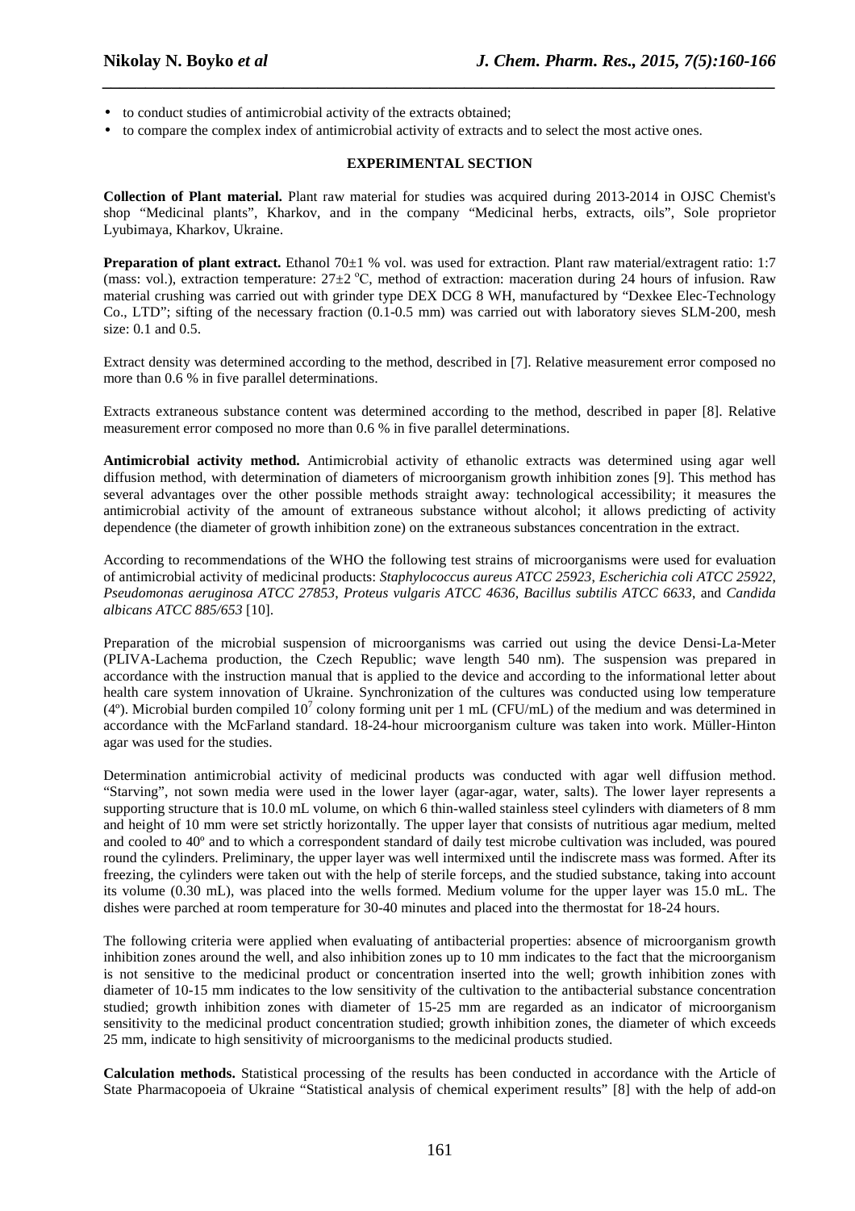- to conduct studies of antimicrobial activity of the extracts obtained;
- to compare the complex index of antimicrobial activity of extracts and to select the most active ones.

## EXPERIMENTAL SECTION

**Collection of Plant material.** Plant raw material for studies was acquired during 2013-2014 in OJSC Chemist's shop "Medicinal plants", Kharkov, and in the company "Medicinal herbs, extracts, oils", Sole proprietor Lyubimaya, Kharkov, Ukraine.

**Preparation of plant extract.** Ethanol 70±1 % vol. was used for extraction. Plant raw material/extragent ratio: 1:7 (mass: vol.), extraction temperature: 27±2 $^{o}$C, method of extraction: maceration during 24 hours of infusion. Raw material crushing was carried out with grinder type DEX DCG 8 WH, manufactured by "Dexkee Elec-Technology Co., LTD"; sifting of the necessary fraction (0.1-0.5 mm) was carried out with laboratory sieves SLM-200, mesh size: 0.1 and 0.5.

Extract density was determined according to the method, described in [7]. Relative measurement error composed no more than 0.6 % in five parallel determinations.

Extracts extraneous substance content was determined according to the method, described in paper [8]. Relative measurement error composed no more than 0.6 % in five parallel determinations.

**Antimicrobial activity method.** Antimicrobial activity of ethanolic extracts was determined using agar well diffusion method, with determination of diameters of microorganism growth inhibition zones [9]. This method has several advantages over the other possible methods straight away: technological accessibility; it measures the antimicrobial activity of the amount of extraneous substance without alcohol; it allows predicting of activity dependence (the diameter of growth inhibition zone) on the extraneous substances concentration in the extract.

According to recommendations of the WHO the following test strains of microorganisms were used for evaluation of antimicrobial activity of medicinal products: *Staphylococcus aureus ATCC 25923, Escherichia coli ATCC 25922, Pseudomonas aeruginosa ATCC 27853, Proteus vulgaris ATCC 4636, Bacillus subtilis ATCC 6633*, and *Candida albicans ATCC 885/653* [10].

Preparation of the microbial suspension of microorganisms was carried out using the device Densi-La-Meter (PLIVA-Lachema production, the Czech Republic; wave length 540 nm). The suspension was prepared in accordance with the instruction manual that is applied to the device and according to the informational letter about health care system innovation of Ukraine. Synchronization of the cultures was conducted using low temperature (4º). Microbial burden compiled $10^7$ colony forming unit per 1 mL (CFU/mL) of the medium and was determined in accordance with the McFarland standard. 18-24-hour microorganism culture was taken into work. Müller-Hinton agar was used for the studies.

Determination antimicrobial activity of medicinal products was conducted with agar well diffusion method. "Starving", not sown media were used in the lower layer (agar-agar, water, salts). The lower layer represents a supporting structure that is 10.0 mL volume, on which 6 thin-walled stainless steel cylinders with diameters of 8 mm and height of 10 mm were set strictly horizontally. The upper layer that consists of nutritious agar medium, melted and cooled to 40º and to which a correspondent standard of daily test microbe cultivation was included, was poured round the cylinders. Preliminary, the upper layer was well intermixed until the indiscrete mass was formed. After its freezing, the cylinders were taken out with the help of sterile forceps, and the studied substance, taking into account its volume (0.30 mL), was placed into the wells formed. Medium volume for the upper layer was 15.0 mL. The dishes were parched at room temperature for 30-40 minutes and placed into the thermostat for 18-24 hours.

The following criteria were applied when evaluating of antibacterial properties: absence of microorganism growth inhibition zones around the well, and also inhibition zones up to 10 mm indicates to the fact that the microorganism is not sensitive to the medicinal product or concentration inserted into the well; growth inhibition zones with diameter of 10-15 mm indicates to the low sensitivity of the cultivation to the antibacterial substance concentration studied; growth inhibition zones with diameter of 15-25 mm are regarded as an indicator of microorganism sensitivity to the medicinal product concentration studied; growth inhibition zones, the diameter of which exceeds 25 mm, indicate to high sensitivity of microorganisms to the medicinal products studied.

**Calculation methods.** Statistical processing of the results has been conducted in accordance with the Article of State Pharmacopoeia of Ukraine "Statistical analysis of chemical experiment results" [8] with the help of add-on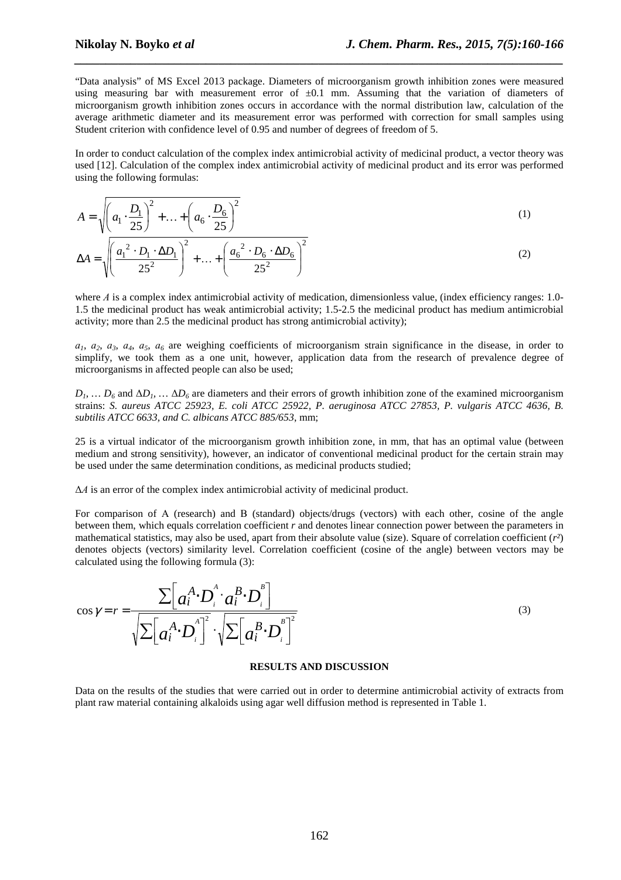"Data analysis" of MS Excel 2013 package. Diameters of microorganism growth inhibition zones were measured using measuring bar with measurement error of ±0.1 mm. Assuming that the variation of diameters of microorganism growth inhibition zones occurs in accordance with the normal distribution law, calculation of the average arithmetic diameter and its measurement error was performed with correction for small samples using Student criterion with confidence level of 0.95 and number of degrees of freedom of 5.

In order to conduct calculation of the complex index antimicrobial activity of medicinal product, a vector theory was used [12]. Calculation of the complex index antimicrobial activity of medicinal product and its error was performed using the following formulas:

$$A = \sqrt{\left(a_1 \cdot \frac{D_1}{25}\right)^2 + \ldots + \left(a_6 \cdot \frac{D_6}{25}\right)^2} \tag{1}$$

$$\Delta A = \sqrt{\left(\frac{a_1^{\,2} \cdot D_1 \cdot \Delta D_1}{25^2}\right)^2 + \ldots + \left(\frac{a_6^{\,2} \cdot D_6 \cdot \Delta D_6}{25^2}\right)^2} \tag{2}$$

where $A$ is a complex index antimicrobial activity of medication, dimensionless value, (index efficiency ranges: 1.0-1.5 the medicinal product has weak antimicrobial activity; 1.5-2.5 the medicinal product has medium antimicrobial activity; more than 2.5 the medicinal product has strong antimicrobial activity);

$a_1$, $a_2$, $a_3$, $a_4$, $a_5$, $a_6$ are weighing coefficients of microorganism strain significance in the disease, in order to simplify, we took them as a one unit, however, application data from the research of prevalence degree of microorganisms in affected people can also be used;

$D_1$, … $D_6$ and $\Delta D_1$, … $\Delta D_6$ are diameters and their errors of growth inhibition zone of the examined microorganism strains: *S. aureus ATCC 25923, E. coli ATCC 25922, P. aeruginosa ATCC 27853, P. vulgaris ATCC 4636, B. subtilis ATCC 6633, and C. albicans ATCC 885/653*, mm;

25 is a virtual indicator of the microorganism growth inhibition zone, in mm, that has an optimal value (between medium and strong sensitivity), however, an indicator of conventional medicinal product for the certain strain may be used under the same determination conditions, as medicinal products studied;

$\Delta A$ is an error of the complex index antimicrobial activity of medicinal product.

For comparison of A (research) and B (standard) objects/drugs (vectors) with each other, cosine of the angle between them, which equals correlation coefficient $r$ and denotes linear connection power between the parameters in mathematical statistics, may also be used, apart from their absolute value (size). Square of correlation coefficient ($r^2$) denotes objects (vectors) similarity level. Correlation coefficient (cosine of the angle) between vectors may be calculated using the following formula (3):

$$\cos\gamma = r = \frac{\sum\left[a_i^A \cdot D_i^A \cdot a_i^B \cdot D_i^B\right]}{\sqrt{\sum\left[a_i^A \cdot D_i^A\right]^2} \cdot \sqrt{\sum\left[a_i^B \cdot D_i^B\right]^2}} \tag{3}$$

## RESULTS AND DISCUSSION

Data on the results of the studies that were carried out in order to determine antimicrobial activity of extracts from plant raw material containing alkaloids using agar well diffusion method is represented in Table 1.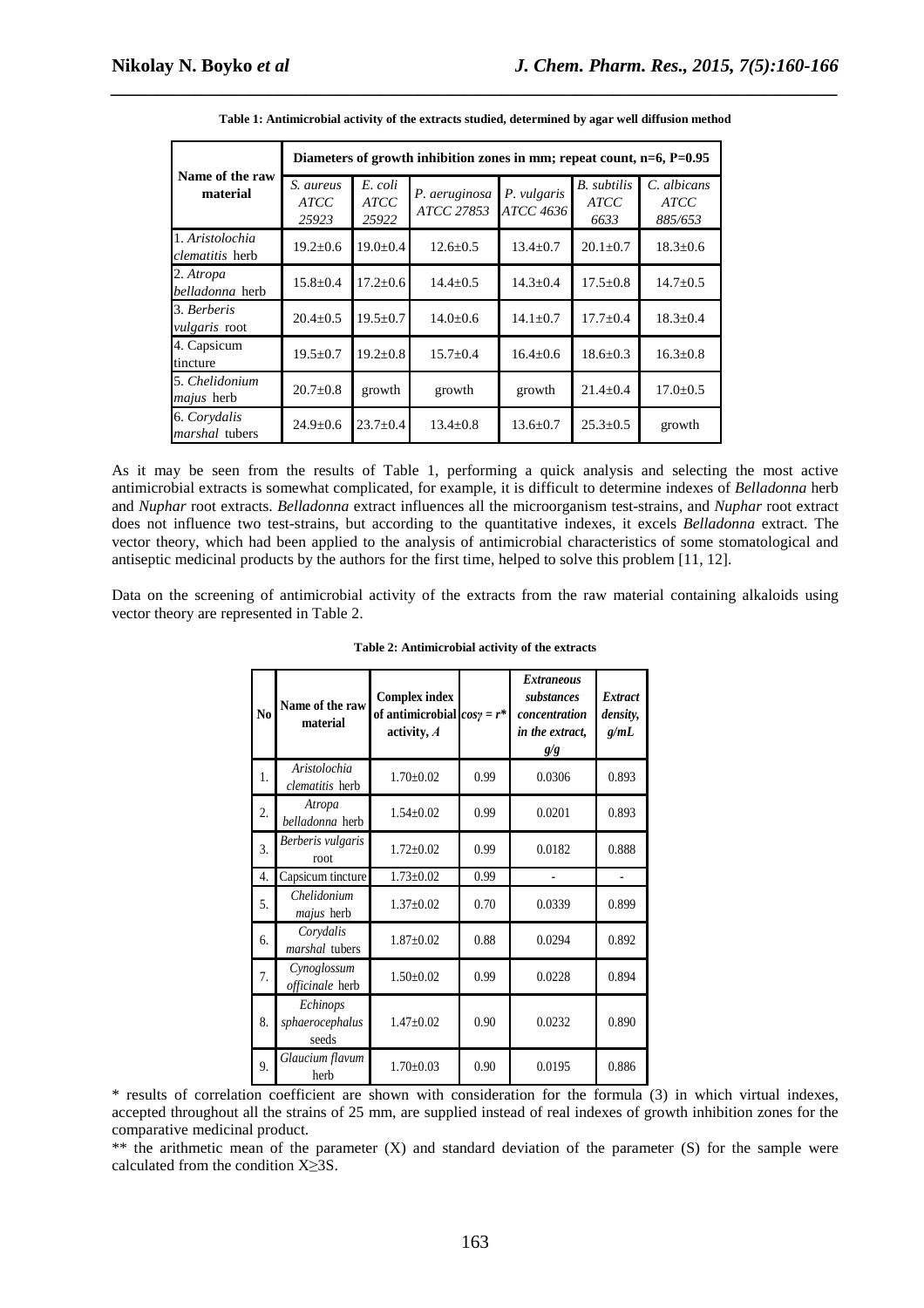**Table 1: Antimicrobial activity of the extracts studied, determined by agar well diffusion method**

| Name of the raw material | Diameters of growth inhibition zones in mm; repeat count, n=6, P=0.95 | | | | | |
|---|---|---|---|---|---|---|
| | *S. aureus ATCC 25923* | *E. coli ATCC 25922* | *P. aeruginosa ATCC 27853* | *P. vulgaris ATCC 4636* | *B. subtilis ATCC 6633* | *C. albicans ATCC 885/653* |
| 1. *Aristolochia clematitis* herb | 19.2±0.6 | 19.0±0.4 | 12.6±0.5 | 13.4±0.7 | 20.1±0.7 | 18.3±0.6 |
| 2. *Atropa belladonna* herb | 15.8±0.4 | 17.2±0.6 | 14.4±0.5 | 14.3±0.4 | 17.5±0.8 | 14.7±0.5 |
| 3. *Berberis vulgaris* root | 20.4±0.5 | 19.5±0.7 | 14.0±0.6 | 14.1±0.7 | 17.7±0.4 | 18.3±0.4 |
| 4. Capsicum tincture | 19.5±0.7 | 19.2±0.8 | 15.7±0.4 | 16.4±0.6 | 18.6±0.3 | 16.3±0.8 |
| 5. *Chelidonium majus* herb | 20.7±0.8 | growth | growth | growth | 21.4±0.4 | 17.0±0.5 |
| 6. *Corydalis marshal* tubers | 24.9±0.6 | 23.7±0.4 | 13.4±0.8 | 13.6±0.7 | 25.3±0.5 | growth |

As it may be seen from the results of Table 1, performing a quick analysis and selecting the most active antimicrobial extracts is somewhat complicated, for example, it is difficult to determine indexes of *Belladonna* herb and *Nuphar* root extracts. *Belladonna* extract influences all the microorganism test-strains, and *Nuphar* root extract does not influence two test-strains, but according to the quantitative indexes, it excels *Belladonna* extract. The vector theory, which had been applied to the analysis of antimicrobial characteristics of some stomatological and antiseptic medicinal products by the authors for the first time, helped to solve this problem [11, 12].

Data on the screening of antimicrobial activity of the extracts from the raw material containing alkaloids using vector theory are represented in Table 2.

**Table 2: Antimicrobial activity of the extracts**

| No | Name of the raw material | Complex index of antimicrobial activity, *A* | $cos\gamma = r$* | *Extraneous substances concentration in the extract, g/g* | *Extract density, g/mL* |
|---|---|---|---|---|---|
| 1. | *Aristolochia clematitis* herb | 1.70±0.02 | 0.99 | 0.0306 | 0.893 |
| 2. | *Atropa belladonna* herb | 1.54±0.02 | 0.99 | 0.0201 | 0.893 |
| 3. | *Berberis vulgaris* root | 1.72±0.02 | 0.99 | 0.0182 | 0.888 |
| 4. | Capsicum tincture | 1.73±0.02 | 0.99 | - | - |
| 5. | *Chelidonium majus* herb | 1.37±0.02 | 0.70 | 0.0339 | 0.899 |
| 6. | *Corydalis marshal* tubers | 1.87±0.02 | 0.88 | 0.0294 | 0.892 |
| 7. | *Cynoglossum officinale* herb | 1.50±0.02 | 0.99 | 0.0228 | 0.894 |
| 8. | *Echinops sphaerocephalus* seeds | 1.47±0.02 | 0.90 | 0.0232 | 0.890 |
| 9. | *Glaucium flavum* herb | 1.70±0.03 | 0.90 | 0.0195 | 0.886 |

\* results of correlation coefficient are shown with consideration for the formula (3) in which virtual indexes, accepted throughout all the strains of 25 mm, are supplied instead of real indexes of growth inhibition zones for the comparative medicinal product.

\*\* the arithmetic mean of the parameter (X) and standard deviation of the parameter (S) for the sample were calculated from the condition $X \geq 3S$.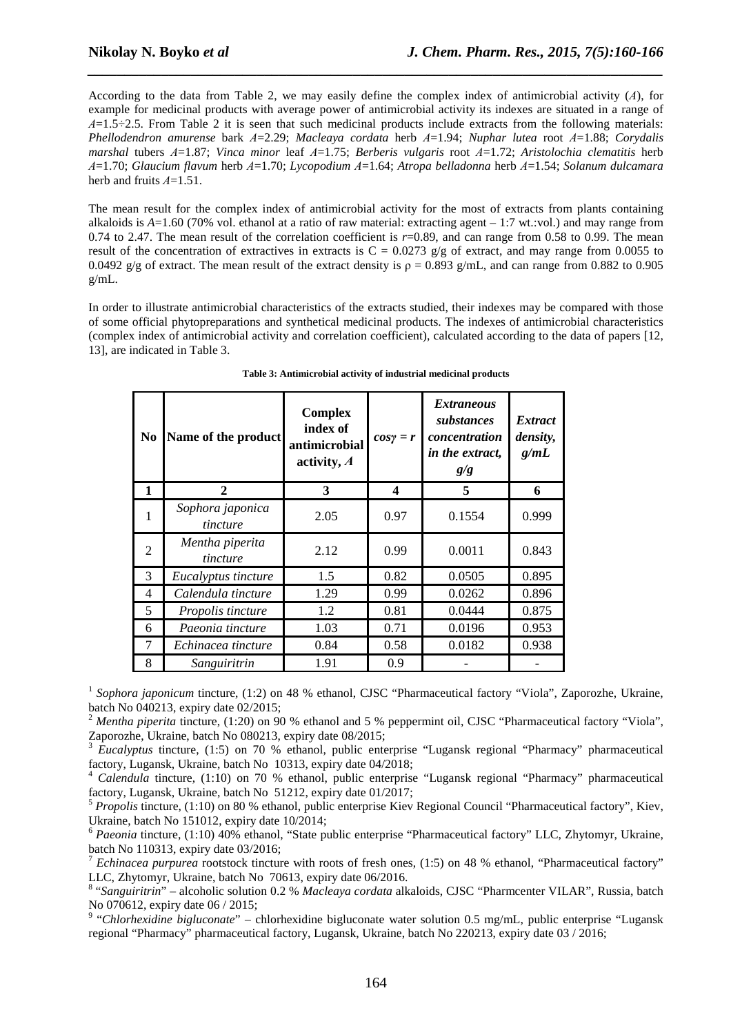According to the data from Table 2, we may easily define the complex index of antimicrobial activity ($A$), for example for medicinal products with average power of antimicrobial activity its indexes are situated in a range of $A$=1.5÷2.5. From Table 2 it is seen that such medicinal products include extracts from the following materials: *Phellodendron amurense* bark $A$=2.29; *Macleaya cordata* herb $A$=1.94; *Nuphar lutea* root $A$=1.88; *Corydalis marshal* tubers $A$=1.87; *Vinca minor* leaf $A$=1.75; *Berberis vulgaris* root $A$=1.72; *Aristolochia clematitis* herb $A$=1.70; *Glaucium flavum* herb $A$=1.70; *Lycopodium* $A$=1.64; *Atropa belladonna* herb $A$=1.54; *Solanum dulcamara* herb and fruits $A$=1.51.

The mean result for the complex index of antimicrobial activity for the most of extracts from plants containing alkaloids is $A$=1.60 (70% vol. ethanol at a ratio of raw material: extracting agent – 1:7 wt.:vol.) and may range from 0.74 to 2.47. The mean result of the correlation coefficient is $r$=0.89, and can range from 0.58 to 0.99. The mean result of the concentration of extractives in extracts is C = 0.0273 g/g of extract, and may range from 0.0055 to 0.0492 g/g of extract. The mean result of the extract density is $\rho$ = 0.893 g/mL, and can range from 0.882 to 0.905 g/mL.

In order to illustrate antimicrobial characteristics of the extracts studied, their indexes may be compared with those of some official phytopreparations and synthetical medicinal products. The indexes of antimicrobial characteristics (complex index of antimicrobial activity and correlation coefficient), calculated according to the data of papers [12, 13], are indicated in Table 3.

**Table 3: Antimicrobial activity of industrial medicinal products**

| No | Name of the product | Complex index of antimicrobial activity, $A$ | $\cos\gamma = r$ | *Extraneous substances concentration in the extract, g/g* | *Extract density, g/mL* |
|---|---|---|---|---|---|
| 1 | 2 | 3 | 4 | 5 | 6 |
| 1 | *Sophora japonica tincture* | 2.05 | 0.97 | 0.1554 | 0.999 |
| 2 | *Mentha piperita tincture* | 2.12 | 0.99 | 0.0011 | 0.843 |
| 3 | *Eucalyptus tincture* | 1.5 | 0.82 | 0.0505 | 0.895 |
| 4 | *Calendula tincture* | 1.29 | 0.99 | 0.0262 | 0.896 |
| 5 | *Propolis tincture* | 1.2 | 0.81 | 0.0444 | 0.875 |
| 6 | *Paeonia tincture* | 1.03 | 0.71 | 0.0196 | 0.953 |
| 7 | *Echinacea tincture* | 0.84 | 0.58 | 0.0182 | 0.938 |
| 8 | *Sanguiritrin* | 1.91 | 0.9 | - | - |

[1] *Sophora japonicum* tincture, (1:2) on 48 % ethanol, CJSC "Pharmaceutical factory "Viola", Zaporozhe, Ukraine, batch No 040213, expiry date 02/2015;
[2] *Mentha piperita* tincture, (1:20) on 90 % ethanol and 5 % peppermint oil, CJSC "Pharmaceutical factory "Viola", Zaporozhe, Ukraine, batch No 080213, expiry date 08/2015;
[3] *Eucalyptus* tincture, (1:5) on 70 % ethanol, public enterprise "Lugansk regional "Pharmacy" pharmaceutical factory, Lugansk, Ukraine, batch No 10313, expiry date 04/2018;
[4] *Calendula* tincture, (1:10) on 70 % ethanol, public enterprise "Lugansk regional "Pharmacy" pharmaceutical factory, Lugansk, Ukraine, batch No 51212, expiry date 01/2017;
[5] *Propolis* tincture, (1:10) on 80 % ethanol, public enterprise Kiev Regional Council "Pharmaceutical factory", Kiev, Ukraine, batch No 151012, expiry date 10/2014;
[6] *Paeonia* tincture, (1:10) 40% ethanol, "State public enterprise "Pharmaceutical factory" LLC, Zhytomyr, Ukraine, batch No 110313, expiry date 03/2016;
[7] *Echinacea purpurea* rootstock tincture with roots of fresh ones, (1:5) on 48 % ethanol, "Pharmaceutical factory" LLC, Zhytomyr, Ukraine, batch No 70613, expiry date 06/2016.
[8] "*Sanguiritrin*" – alcoholic solution 0.2 % *Macleaya cordata* alkaloids, CJSC "Pharmcenter VILAR", Russia, batch No 070612, expiry date 06 / 2015;
[9] "*Chlorhexidine bigluconate*" – chlorhexidine bigluconate water solution 0.5 mg/mL, public enterprise "Lugansk regional "Pharmacy" pharmaceutical factory, Lugansk, Ukraine, batch No 220213, expiry date 03 / 2016;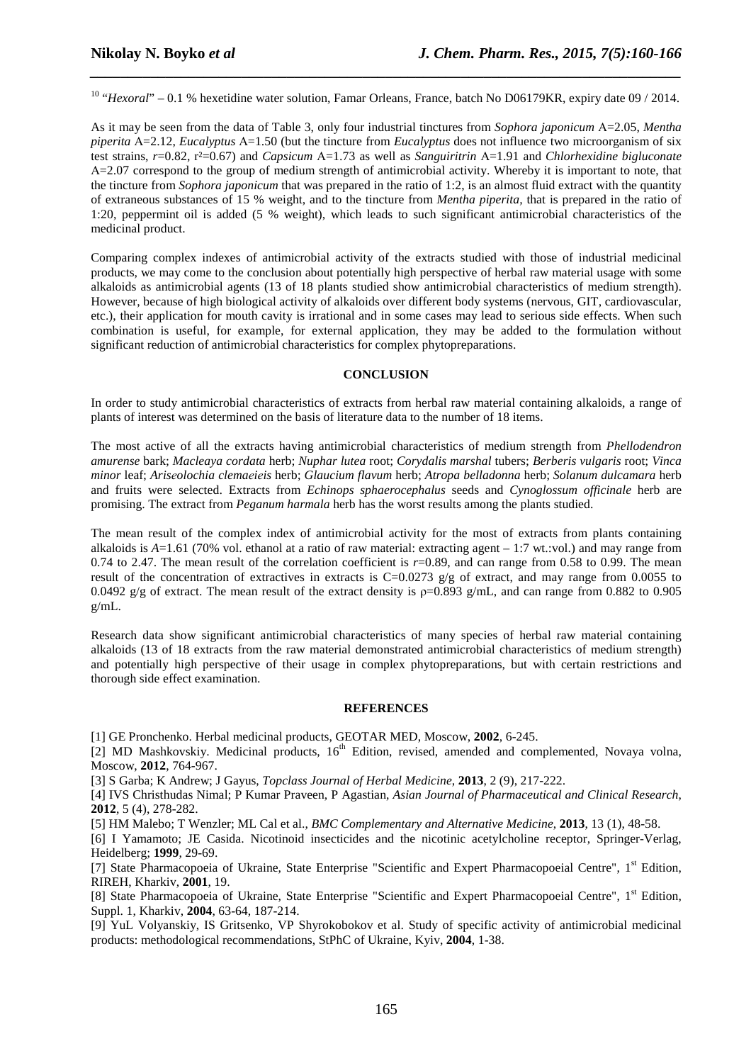[10] "*Hexoral*" – 0.1 % hexetidine water solution, Famar Orleans, France, batch No D06179KR, expiry date 09 / 2014.

As it may be seen from the data of Table 3, only four industrial tinctures from *Sophora japonicum* A=2.05, *Mentha piperita* A=2.12, *Eucalyptus* A=1.50 (but the tincture from *Eucalyptus* does not influence two microorganism of six test strains, $r$=0.82, $r^2$=0.67) and *Capsicum* A=1.73 as well as *Sanguiritrin* A=1.91 and *Chlorhexidine bigluconate* A=2.07 correspond to the group of medium strength of antimicrobial activity. Whereby it is important to note, that the tincture from *Sophora japonicum* that was prepared in the ratio of 1:2, is an almost fluid extract with the quantity of extraneous substances of 15 % weight, and to the tincture from *Mentha piperita,* that is prepared in the ratio of 1:20, peppermint oil is added (5 % weight), which leads to such significant antimicrobial characteristics of the medicinal product.

Comparing complex indexes of antimicrobial activity of the extracts studied with those of industrial medicinal products, we may come to the conclusion about potentially high perspective of herbal raw material usage with some alkaloids as antimicrobial agents (13 of 18 plants studied show antimicrobial characteristics of medium strength). However, because of high biological activity of alkaloids over different body systems (nervous, GIT, cardiovascular, etc.), their application for mouth cavity is irrational and in some cases may lead to serious side effects. When such combination is useful, for example, for external application, they may be added to the formulation without significant reduction of antimicrobial characteristics for complex phytopreparations.

## CONCLUSION

In order to study antimicrobial characteristics of extracts from herbal raw material containing alkaloids, a range of plants of interest was determined on the basis of literature data to the number of 18 items.

The most active of all the extracts having antimicrobial characteristics of medium strength from *Phellodendron amurense* bark; *Macleaya cordata* herb; *Nuphar lutea* root; *Corydalis marshal* tubers; *Berberis vulgaris* root; *Vinca minor* leaf; *Ariseolochia clemaeieis* herb; *Glaucium flavum* herb; *Atropa belladonna* herb; *Solanum dulcamara* herb and fruits were selected. Extracts from *Echinops sphaerocephalus* seeds and *Cynoglossum officinale* herb are promising. The extract from *Peganum harmala* herb has the worst results among the plants studied.

The mean result of the complex index of antimicrobial activity for the most of extracts from plants containing alkaloids is $A$=1.61 (70% vol. ethanol at a ratio of raw material: extracting agent – 1:7 wt.:vol.) and may range from 0.74 to 2.47. The mean result of the correlation coefficient is $r$=0.89, and can range from 0.58 to 0.99. The mean result of the concentration of extractives in extracts is C=0.0273 g/g of extract, and may range from 0.0055 to 0.0492 g/g of extract. The mean result of the extract density is $\rho$=0.893 g/mL, and can range from 0.882 to 0.905 g/mL.

Research data show significant antimicrobial characteristics of many species of herbal raw material containing alkaloids (13 of 18 extracts from the raw material demonstrated antimicrobial characteristics of medium strength) and potentially high perspective of their usage in complex phytopreparations, but with certain restrictions and thorough side effect examination.

## REFERENCES

[1] GE Pronchenko. Herbal medicinal products, GEOTAR MED, Moscow, **2002**, 6-245.

[2] MD Mashkovskiy. Medicinal products, 16th Edition, revised, amended and complemented, Novaya volna, Moscow, **2012**, 764-967.

[3] S Garba; K Andrew; J Gayus, *Topclass Journal of Herbal Medicine*, **2013**, 2 (9), 217-222.

[4] IVS Christhudas Nimal; P Kumar Praveen, P Agastian, *Asian Journal of Pharmaceutical and Clinical Research*, **2012**, 5 (4), 278-282.

[5] HM Malebo; T Wenzler; ML Cal et al., *BMC Complementary and Alternative Medicine*, **2013**, 13 (1), 48-58.

[6] I Yamamoto; JE Casida. Nicotinoid insecticides and the nicotinic acetylcholine receptor, Springer-Verlag, Heidelberg; **1999**, 29-69.

[7] State Pharmacopoeia of Ukraine, State Enterprise "Scientific and Expert Pharmacopoeial Centre", 1st Edition, RIREH, Kharkiv, **2001**, 19.

[8] State Pharmacopoeia of Ukraine, State Enterprise "Scientific and Expert Pharmacopoeial Centre", 1st Edition, Suppl. 1, Kharkiv, **2004**, 63-64, 187-214.

[9] YuL Volyanskiy, IS Gritsenko, VP Shyrokobokov et al. Study of specific activity of antimicrobial medicinal products: methodological recommendations, StPhC of Ukraine, Kyiv, **2004**, 1-38.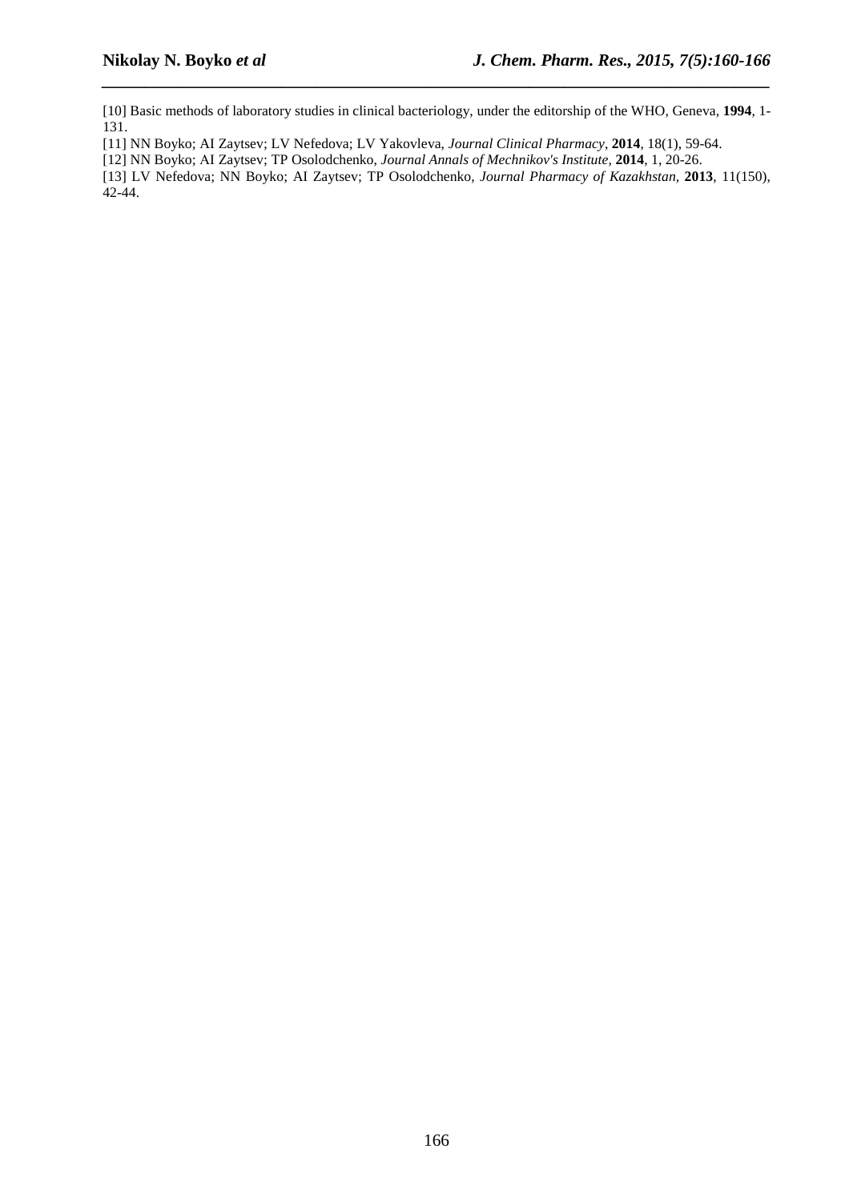[10] Basic methods of laboratory studies in clinical bacteriology, under the editorship of the WHO, Geneva, **1994**, 1-131.

[11] NN Boyko; AI Zaytsev; LV Nefedova; LV Yakovleva, *Journal Clinical Pharmacy*, **2014**, 18(1), 59-64.

[12] NN Boyko; AI Zaytsev; TP Osolodchenko, *Journal Annals of Mechnikov's Institute*, **2014**, 1, 20-26.

[13] LV Nefedova; NN Boyko; AI Zaytsev; TP Osolodchenko, *Journal Pharmacy of Kazakhstan*, **2013**, 11(150), 42-44.